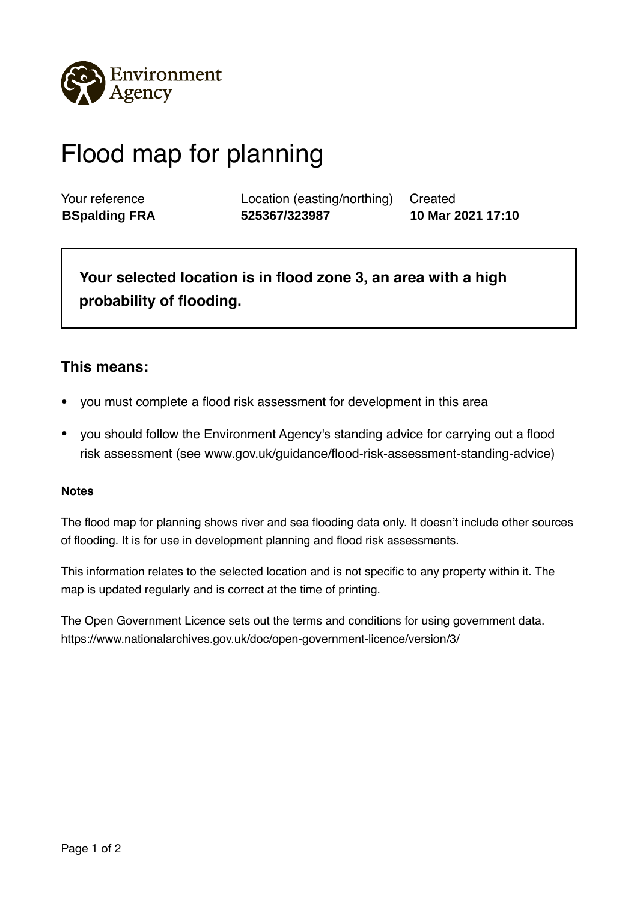Environment Agency

# Flood map for planning

| Your reference | Location (easting/northing) | Created |
| --- | --- | --- |
| **BSpalding FRA** | **525367/323987** | **10 Mar 2021 17:10** |

**Your selected location is in flood zone 3, an area with a high probability of flooding.**

## This means:

- you must complete a flood risk assessment for development in this area
- you should follow the Environment Agency's standing advice for carrying out a flood risk assessment (see www.gov.uk/guidance/flood-risk-assessment-standing-advice)

**Notes**

The flood map for planning shows river and sea flooding data only. It doesn't include other sources of flooding. It is for use in development planning and flood risk assessments.

This information relates to the selected location and is not specific to any property within it. The map is updated regularly and is correct at the time of printing.

The Open Government Licence sets out the terms and conditions for using government data. https://www.nationalarchives.gov.uk/doc/open-government-licence/version/3/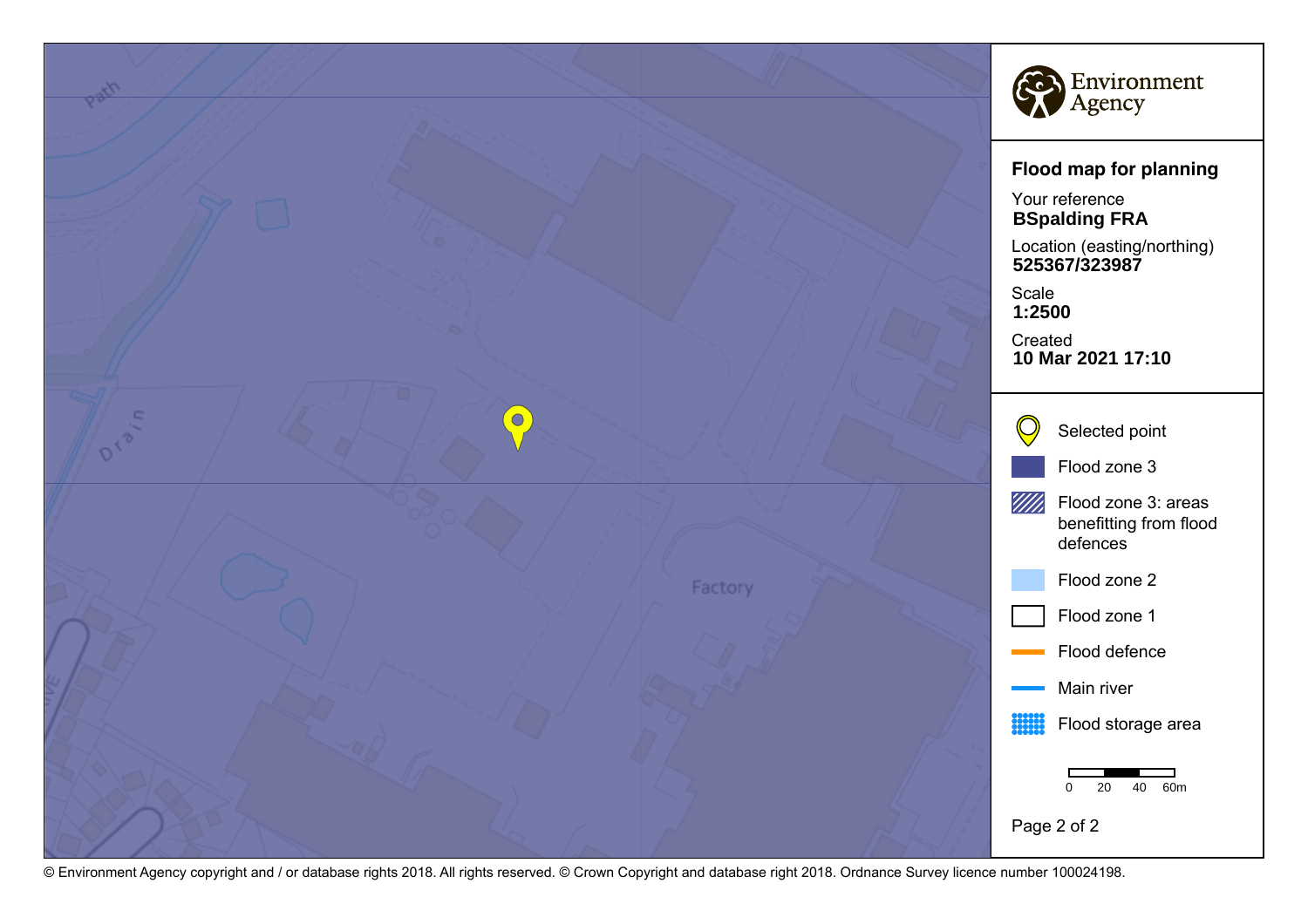Environment Agency

## Flood map for planning

Your reference
**BSpalding FRA**

Location (easting/northing)
**525367/323987**

Scale
**1:2500**

Created
**10 Mar 2021 17:10**

- Selected point
- Flood zone 3
- Flood zone 3: areas benefitting from flood defences
- Flood zone 2
- Flood zone 1
- Flood defence
- Main river
- Flood storage area

0 20 40 60m

Path

Drain

Factory

© Environment Agency copyright and / or database rights 2018. All rights reserved. © Crown Copyright and database right 2018. Ordnance Survey licence number 100024198.